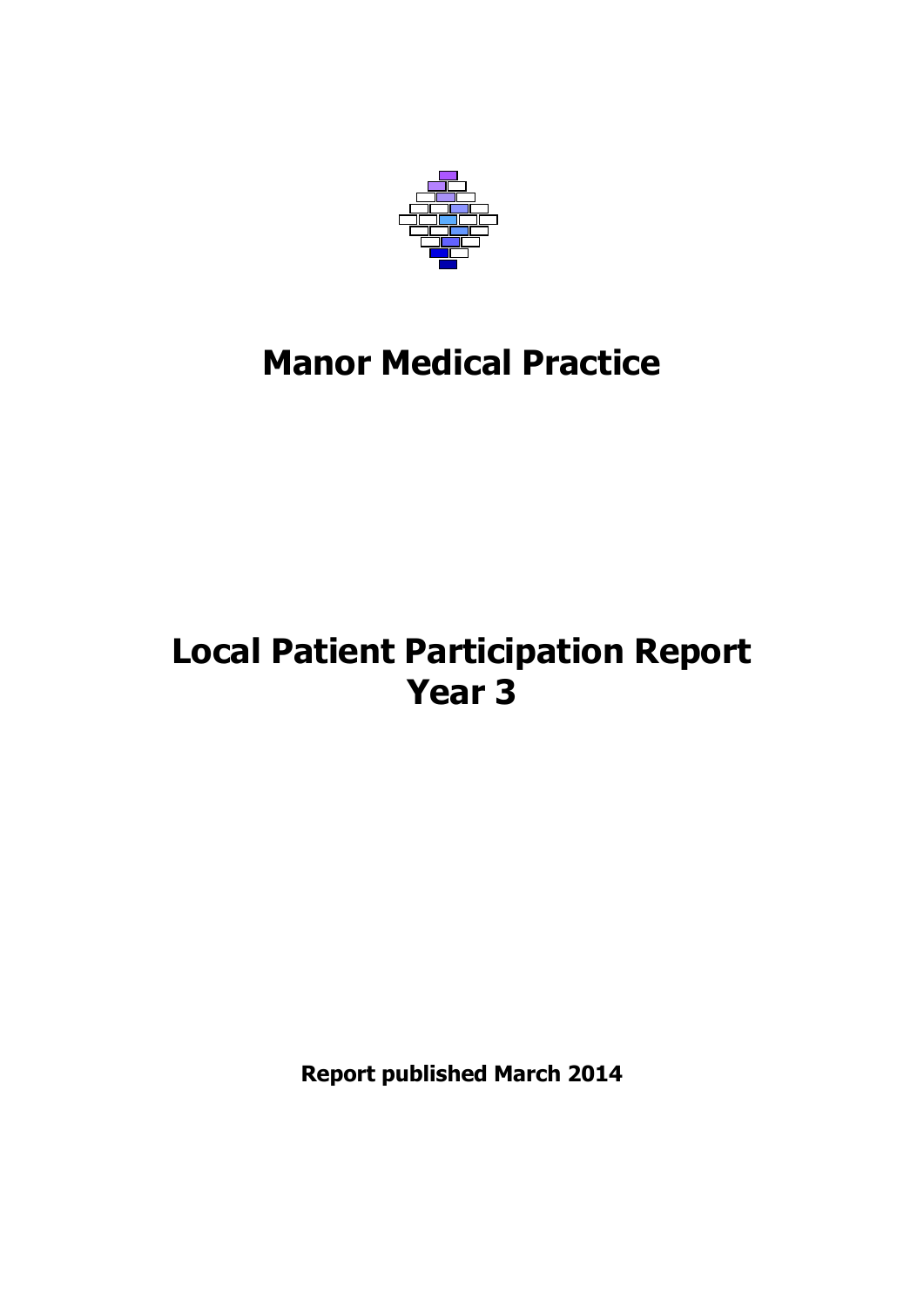# Manor Medical Practice

# Local Patient Participation Report
# Year 3

**Report published March 2014**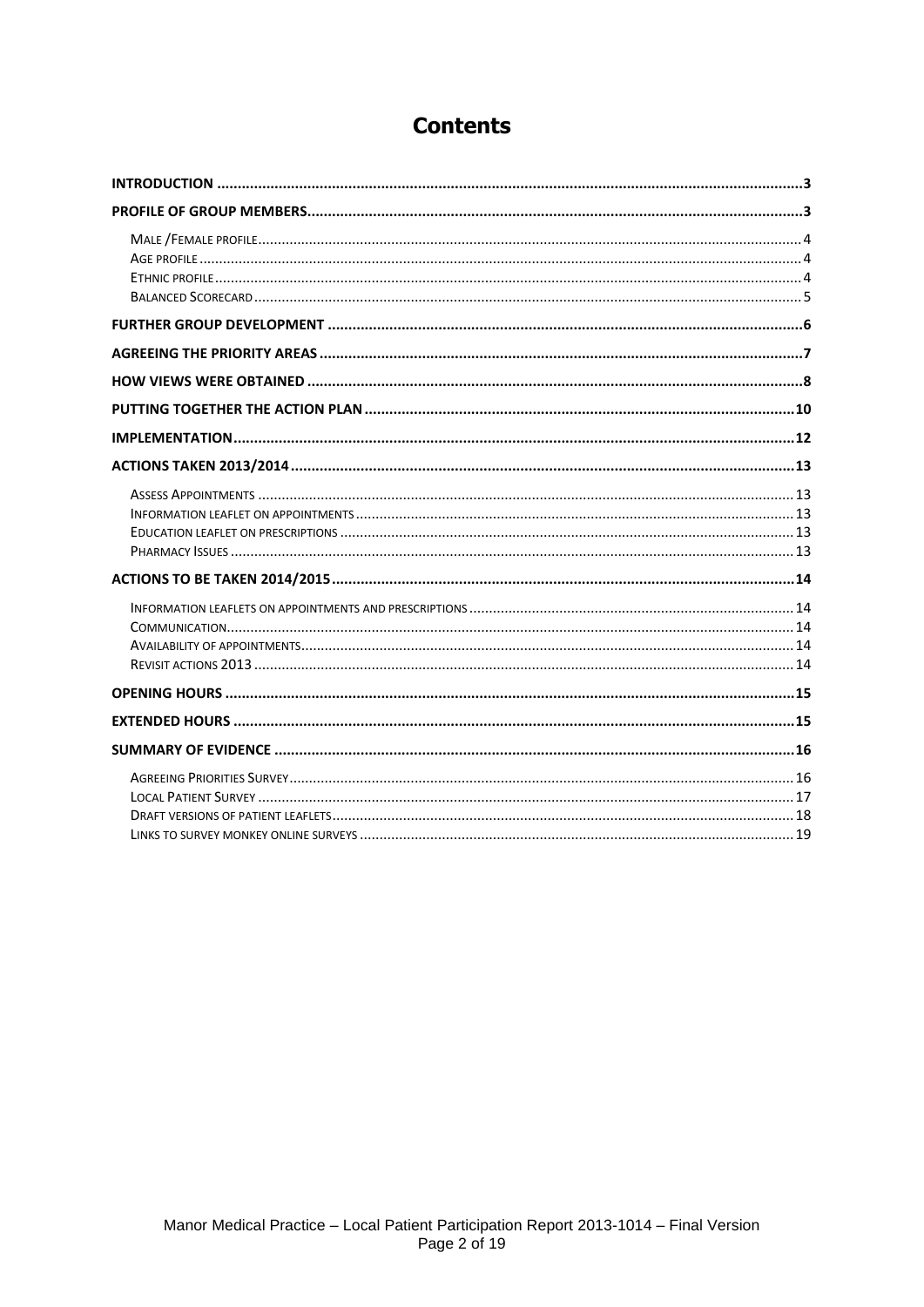# Contents

- **INTRODUCTION** ..... 3
- **PROFILE OF GROUP MEMBERS** ..... 3
  - Male /Female profile ..... 4
  - Age profile ..... 4
  - Ethnic profile ..... 4
  - Balanced Scorecard ..... 5
- **FURTHER GROUP DEVELOPMENT** ..... 6
- **AGREEING THE PRIORITY AREAS** ..... 7
- **HOW VIEWS WERE OBTAINED** ..... 8
- **PUTTING TOGETHER THE ACTION PLAN** ..... 10
- **IMPLEMENTATION** ..... 12
- **ACTIONS TAKEN 2013/2014** ..... 13
  - Assess Appointments ..... 13
  - Information leaflet on appointments ..... 13
  - Education leaflet on prescriptions ..... 13
  - Pharmacy Issues ..... 13
- **ACTIONS TO BE TAKEN 2014/2015** ..... 14
  - Information leaflets on appointments and prescriptions ..... 14
  - Communication ..... 14
  - Availability of appointments ..... 14
  - Revisit actions 2013 ..... 14
- **OPENING HOURS** ..... 15
- **EXTENDED HOURS** ..... 15
- **SUMMARY OF EVIDENCE** ..... 16
  - Agreeing Priorities Survey ..... 16
  - Local Patient Survey ..... 17
  - Draft versions of patient leaflets ..... 18
  - Links to survey monkey online surveys ..... 19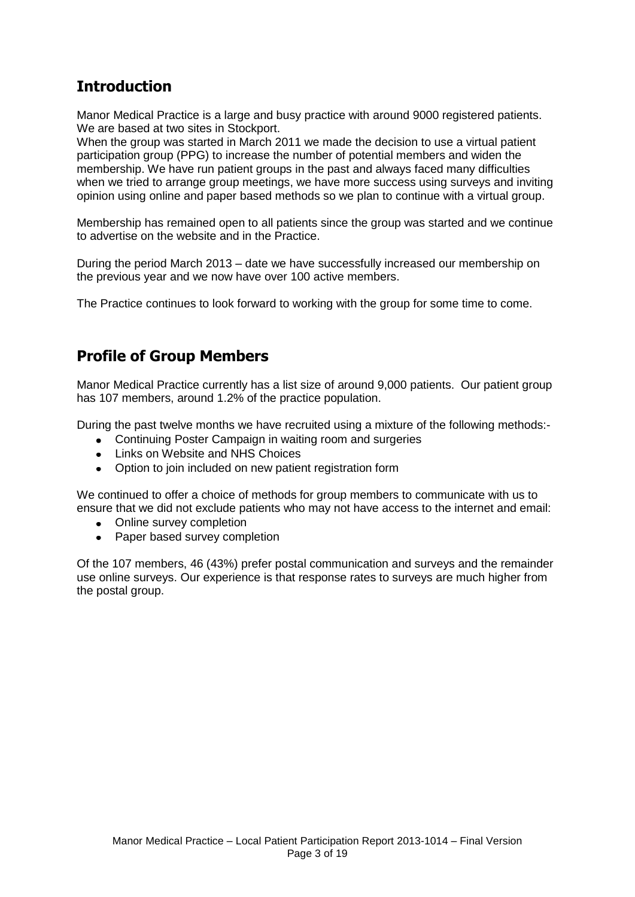## Introduction

Manor Medical Practice is a large and busy practice with around 9000 registered patients. We are based at two sites in Stockport.

When the group was started in March 2011 we made the decision to use a virtual patient participation group (PPG) to increase the number of potential members and widen the membership. We have run patient groups in the past and always faced many difficulties when we tried to arrange group meetings, we have more success using surveys and inviting opinion using online and paper based methods so we plan to continue with a virtual group.

Membership has remained open to all patients since the group was started and we continue to advertise on the website and in the Practice.

During the period March 2013 – date we have successfully increased our membership on the previous year and we now have over 100 active members.

The Practice continues to look forward to working with the group for some time to come.

## Profile of Group Members

Manor Medical Practice currently has a list size of around 9,000 patients. Our patient group has 107 members, around 1.2% of the practice population.

During the past twelve months we have recruited using a mixture of the following methods:-

- Continuing Poster Campaign in waiting room and surgeries
- Links on Website and NHS Choices
- Option to join included on new patient registration form

We continued to offer a choice of methods for group members to communicate with us to ensure that we did not exclude patients who may not have access to the internet and email:

- Online survey completion
- Paper based survey completion

Of the 107 members, 46 (43%) prefer postal communication and surveys and the remainder use online surveys. Our experience is that response rates to surveys are much higher from the postal group.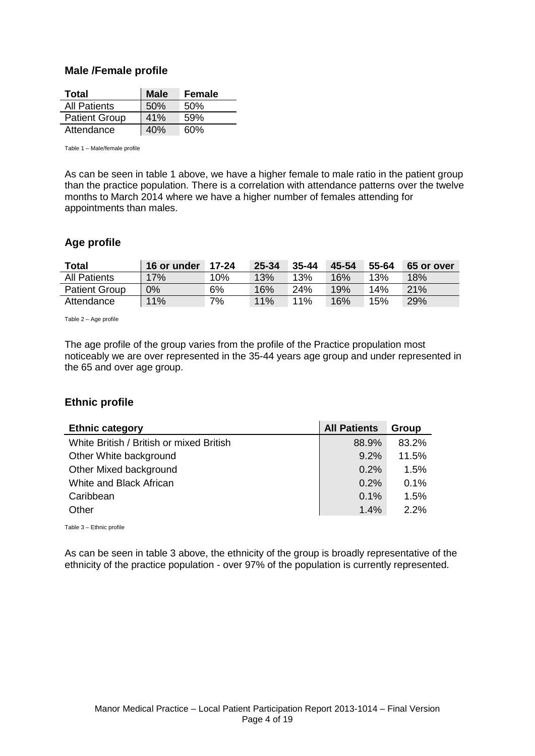## Male /Female profile

| Total | Male | Female |
|---|---|---|
| All Patients | 50% | 50% |
| Patient Group | 41% | 59% |
| Attendance | 40% | 60% |

Table 1 – Male/female profile

As can be seen in table 1 above, we have a higher female to male ratio in the patient group than the practice population. There is a correlation with attendance patterns over the twelve months to March 2014 where we have a higher number of females attending for appointments than males.

## Age profile

| Total | 16 or under | 17-24 | 25-34 | 35-44 | 45-54 | 55-64 | 65 or over |
|---|---|---|---|---|---|---|---|
| All Patients | 17% | 10% | 13% | 13% | 16% | 13% | 18% |
| Patient Group | 0% | 6% | 16% | 24% | 19% | 14% | 21% |
| Attendance | 11% | 7% | 11% | 11% | 16% | 15% | 29% |

Table 2 – Age profile

The age profile of the group varies from the profile of the Practice propulation most noticeably we are over represented in the 35-44 years age group and under represented in the 65 and over age group.

## Ethnic profile

| Ethnic category | All Patients | Group |
|---|---|---|
| White British / British or mixed British | 88.9% | 83.2% |
| Other White background | 9.2% | 11.5% |
| Other Mixed background | 0.2% | 1.5% |
| White and Black African | 0.2% | 0.1% |
| Caribbean | 0.1% | 1.5% |
| Other | 1.4% | 2.2% |

Table 3 – Ethnic profile

As can be seen in table 3 above, the ethnicity of the group is broadly representative of the ethnicity of the practice population - over 97% of the population is currently represented.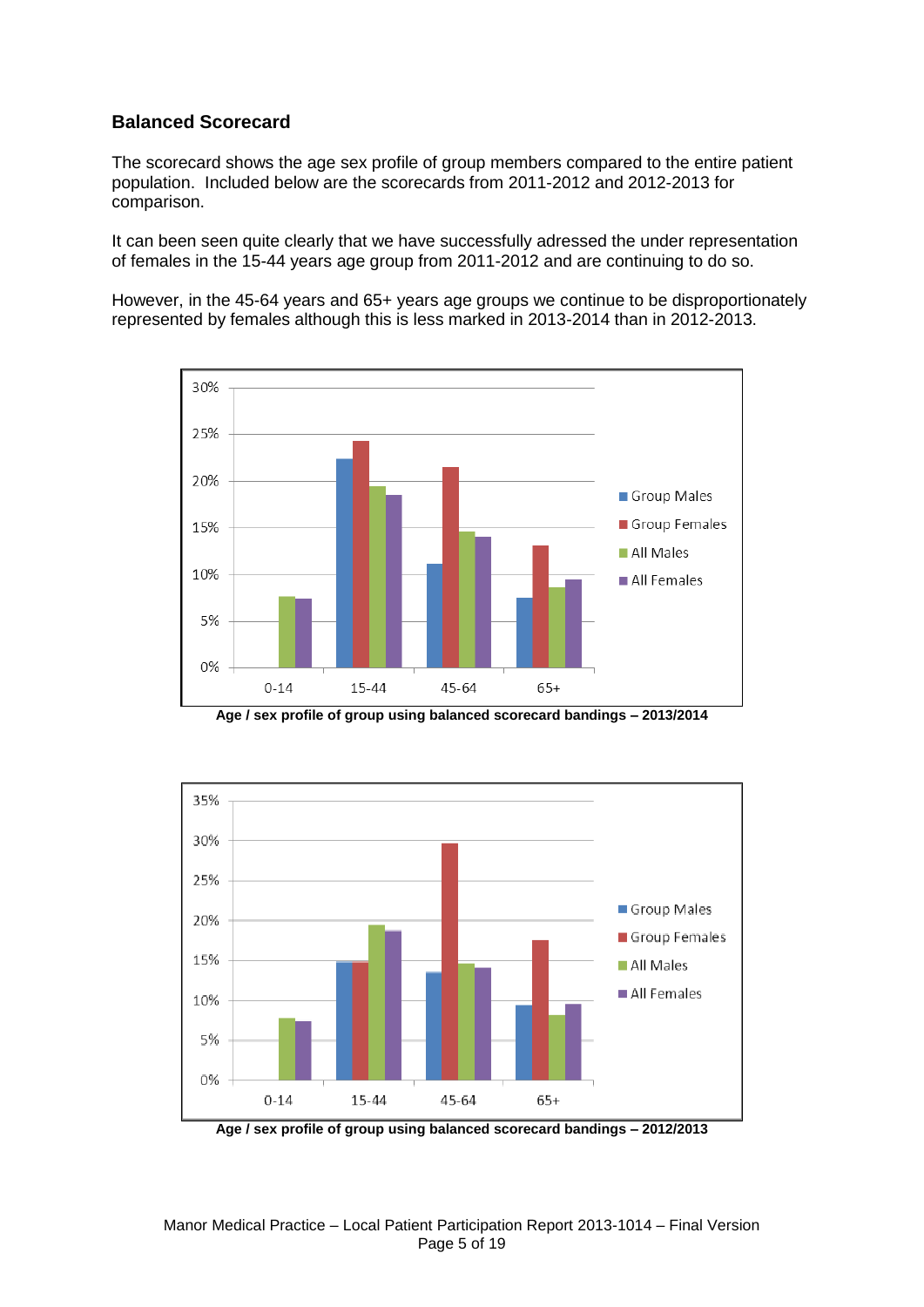## Balanced Scorecard

The scorecard shows the age sex profile of group members compared to the entire patient population. Included below are the scorecards from 2011-2012 and 2012-2013 for comparison.

It can been seen quite clearly that we have successfully adressed the under representation of females in the 15-44 years age group from 2011-2012 and are continuing to do so.

However, in the 45-64 years and 65+ years age groups we continue to be disproportionately represented by females although this is less marked in 2013-2014 than in 2012-2013.

**Age / sex profile of group using balanced scorecard bandings – 2013/2014**

**Age / sex profile of group using balanced scorecard bandings – 2012/2013**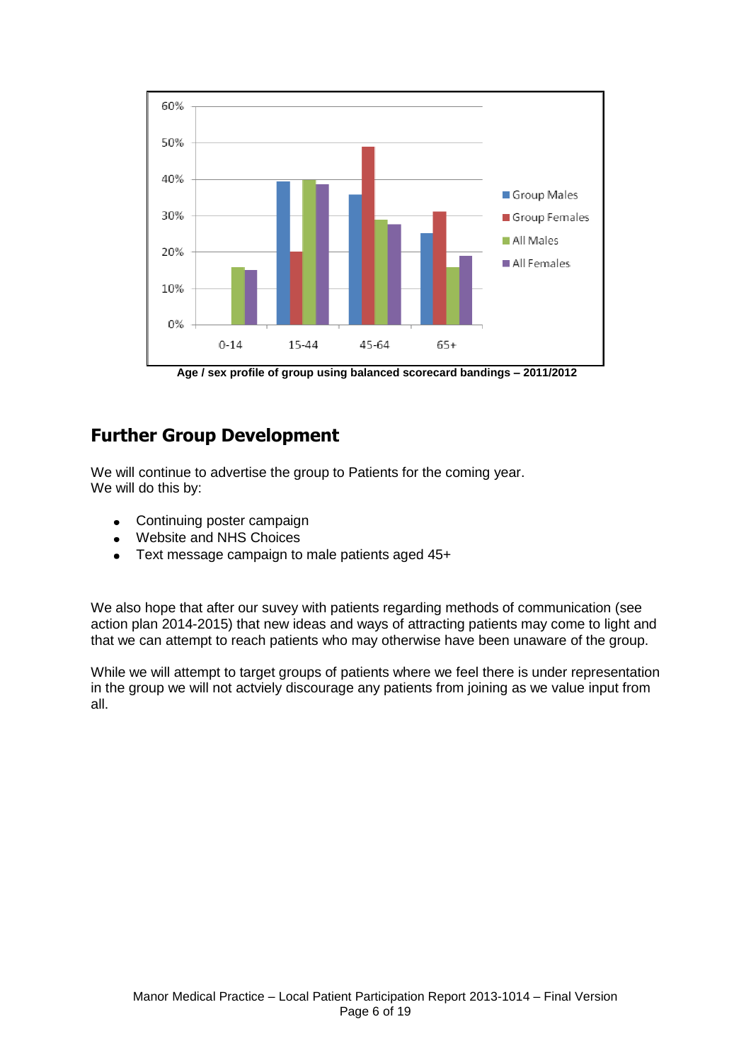Age / sex profile of group using balanced scorecard bandings – 2011/2012

## Further Group Development

We will continue to advertise the group to Patients for the coming year.
We will do this by:

- Continuing poster campaign
- Website and NHS Choices
- Text message campaign to male patients aged 45+

We also hope that after our suvey with patients regarding methods of communication (see action plan 2014-2015) that new ideas and ways of attracting patients may come to light and that we can attempt to reach patients who may otherwise have been unaware of the group.

While we will attempt to target groups of patients where we feel there is under representation in the group we will not actviely discourage any patients from joining as we value input from all.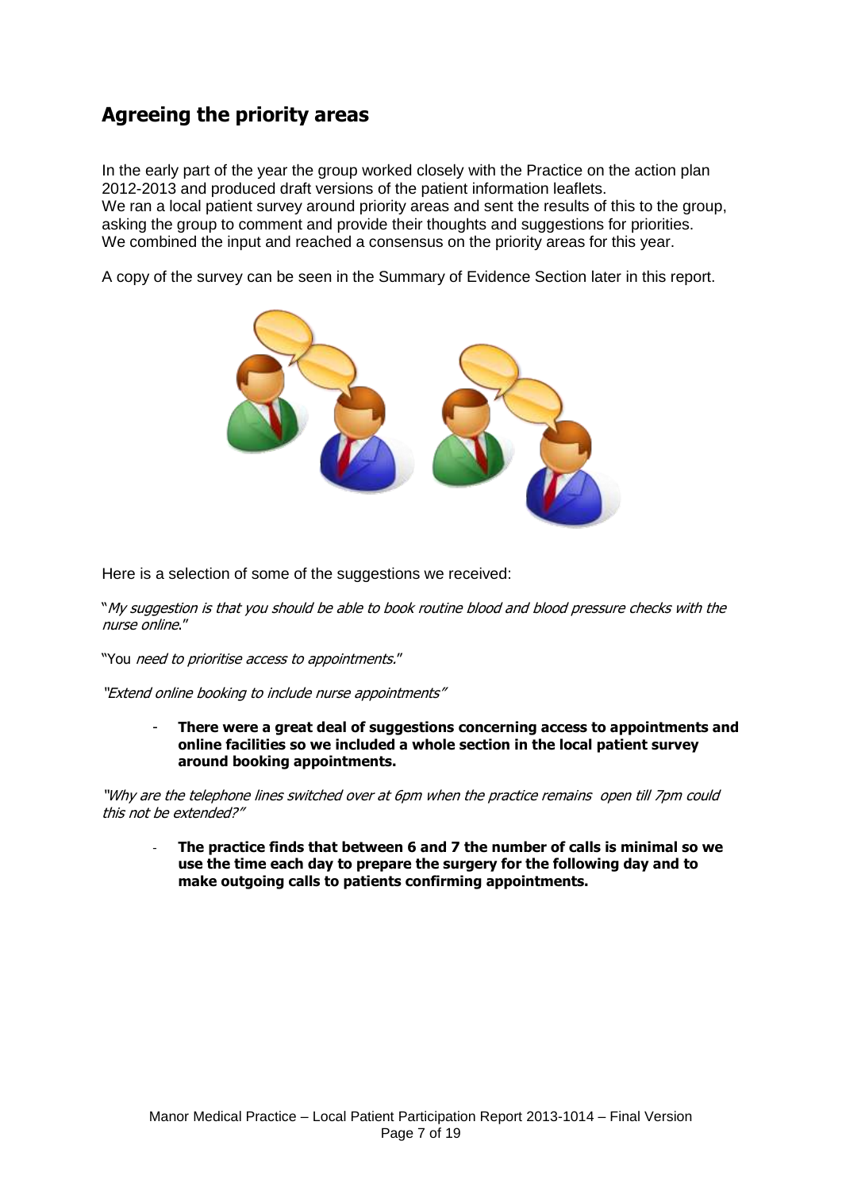## Agreeing the priority areas

In the early part of the year the group worked closely with the Practice on the action plan 2012-2013 and produced draft versions of the patient information leaflets.
We ran a local patient survey around priority areas and sent the results of this to the group, asking the group to comment and provide their thoughts and suggestions for priorities.
We combined the input and reached a consensus on the priority areas for this year.

A copy of the survey can be seen in the Summary of Evidence Section later in this report.

Here is a selection of some of the suggestions we received:

"*My suggestion is that you should be able to book routine blood and blood pressure checks with the nurse online.*"

"You *need to prioritise access to appointments.*"

*"Extend online booking to include nurse appointments"*

- **There were a great deal of suggestions concerning access to appointments and online facilities so we included a whole section in the local patient survey around booking appointments.**

*"Why are the telephone lines switched over at 6pm when the practice remains open till 7pm could this not be extended?"*

- **The practice finds that between 6 and 7 the number of calls is minimal so we use the time each day to prepare the surgery for the following day and to make outgoing calls to patients confirming appointments.**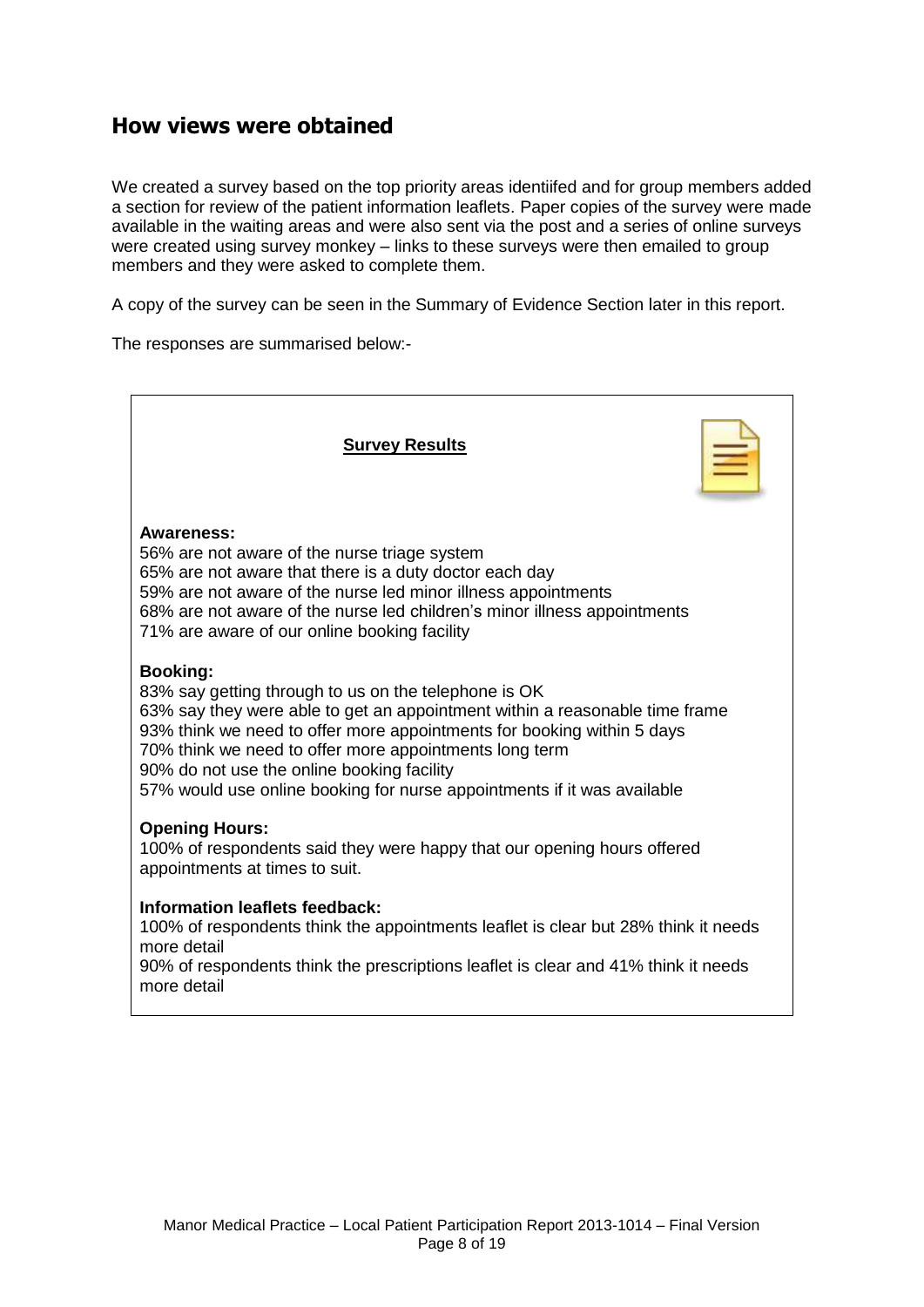## How views were obtained

We created a survey based on the top priority areas identiifed and for group members added a section for review of the patient information leaflets. Paper copies of the survey were made available in the waiting areas and were also sent via the post and a series of online surveys were created using survey monkey – links to these surveys were then emailed to group members and they were asked to complete them.

A copy of the survey can be seen in the Summary of Evidence Section later in this report.

The responses are summarised below:-

**Survey Results**

**Awareness:**
56% are not aware of the nurse triage system
65% are not aware that there is a duty doctor each day
59% are not aware of the nurse led minor illness appointments
68% are not aware of the nurse led children's minor illness appointments
71% are aware of our online booking facility

**Booking:**
83% say getting through to us on the telephone is OK
63% say they were able to get an appointment within a reasonable time frame
93% think we need to offer more appointments for booking within 5 days
70% think we need to offer more appointments long term
90% do not use the online booking facility
57% would use online booking for nurse appointments if it was available

**Opening Hours:**
100% of respondents said they were happy that our opening hours offered appointments at times to suit.

**Information leaflets feedback:**
100% of respondents think the appointments leaflet is clear but 28% think it needs more detail
90% of respondents think the prescriptions leaflet is clear and 41% think it needs more detail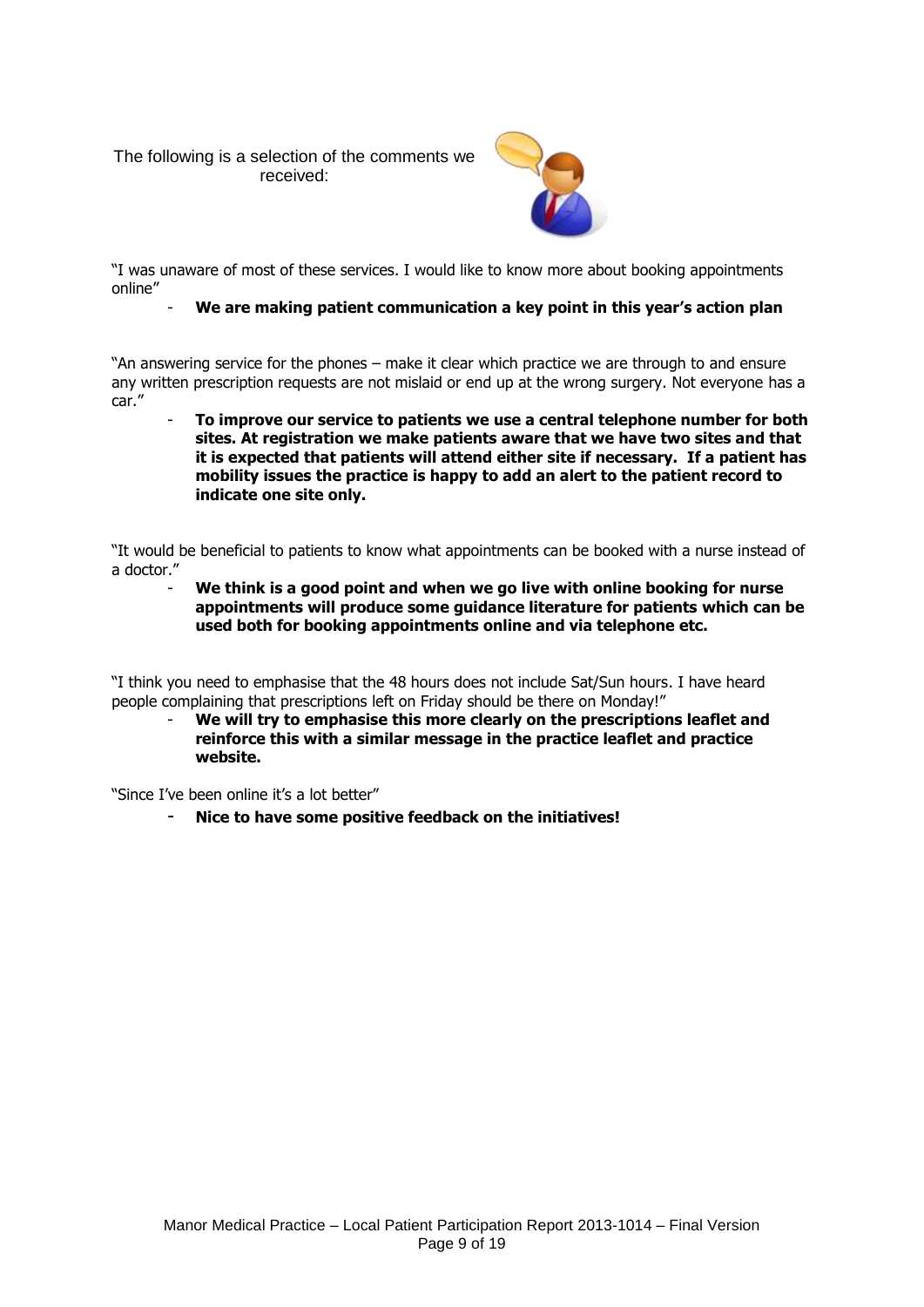The following is a selection of the comments we received:

"I was unaware of most of these services. I would like to know more about booking appointments online"

- **We are making patient communication a key point in this year's action plan**

"An answering service for the phones – make it clear which practice we are through to and ensure any written prescription requests are not mislaid or end up at the wrong surgery. Not everyone has a car."

- **To improve our service to patients we use a central telephone number for both sites. At registration we make patients aware that we have two sites and that it is expected that patients will attend either site if necessary. If a patient has mobility issues the practice is happy to add an alert to the patient record to indicate one site only.**

"It would be beneficial to patients to know what appointments can be booked with a nurse instead of a doctor."

- **We think is a good point and when we go live with online booking for nurse appointments will produce some guidance literature for patients which can be used both for booking appointments online and via telephone etc.**

"I think you need to emphasise that the 48 hours does not include Sat/Sun hours. I have heard people complaining that prescriptions left on Friday should be there on Monday!"

- **We will try to emphasise this more clearly on the prescriptions leaflet and reinforce this with a similar message in the practice leaflet and practice website.**

"Since I've been online it's a lot better"

- **Nice to have some positive feedback on the initiatives!**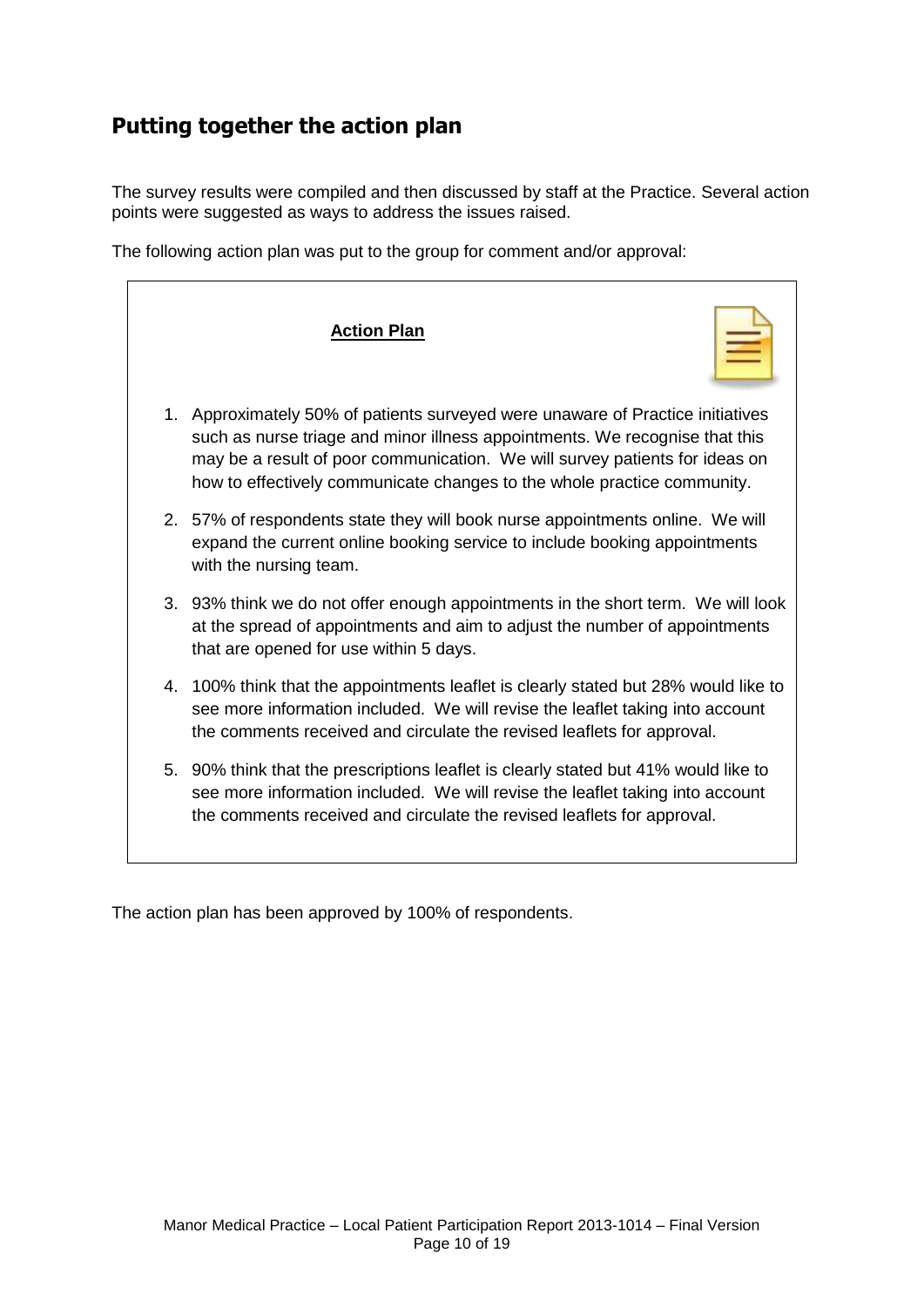## Putting together the action plan

The survey results were compiled and then discussed by staff at the Practice. Several action points were suggested as ways to address the issues raised.

The following action plan was put to the group for comment and/or approval:

**Action Plan**

1. Approximately 50% of patients surveyed were unaware of Practice initiatives such as nurse triage and minor illness appointments. We recognise that this may be a result of poor communication. We will survey patients for ideas on how to effectively communicate changes to the whole practice community.
2. 57% of respondents state they will book nurse appointments online. We will expand the current online booking service to include booking appointments with the nursing team.
3. 93% think we do not offer enough appointments in the short term. We will look at the spread of appointments and aim to adjust the number of appointments that are opened for use within 5 days.
4. 100% think that the appointments leaflet is clearly stated but 28% would like to see more information included. We will revise the leaflet taking into account the comments received and circulate the revised leaflets for approval.
5. 90% think that the prescriptions leaflet is clearly stated but 41% would like to see more information included. We will revise the leaflet taking into account the comments received and circulate the revised leaflets for approval.

The action plan has been approved by 100% of respondents.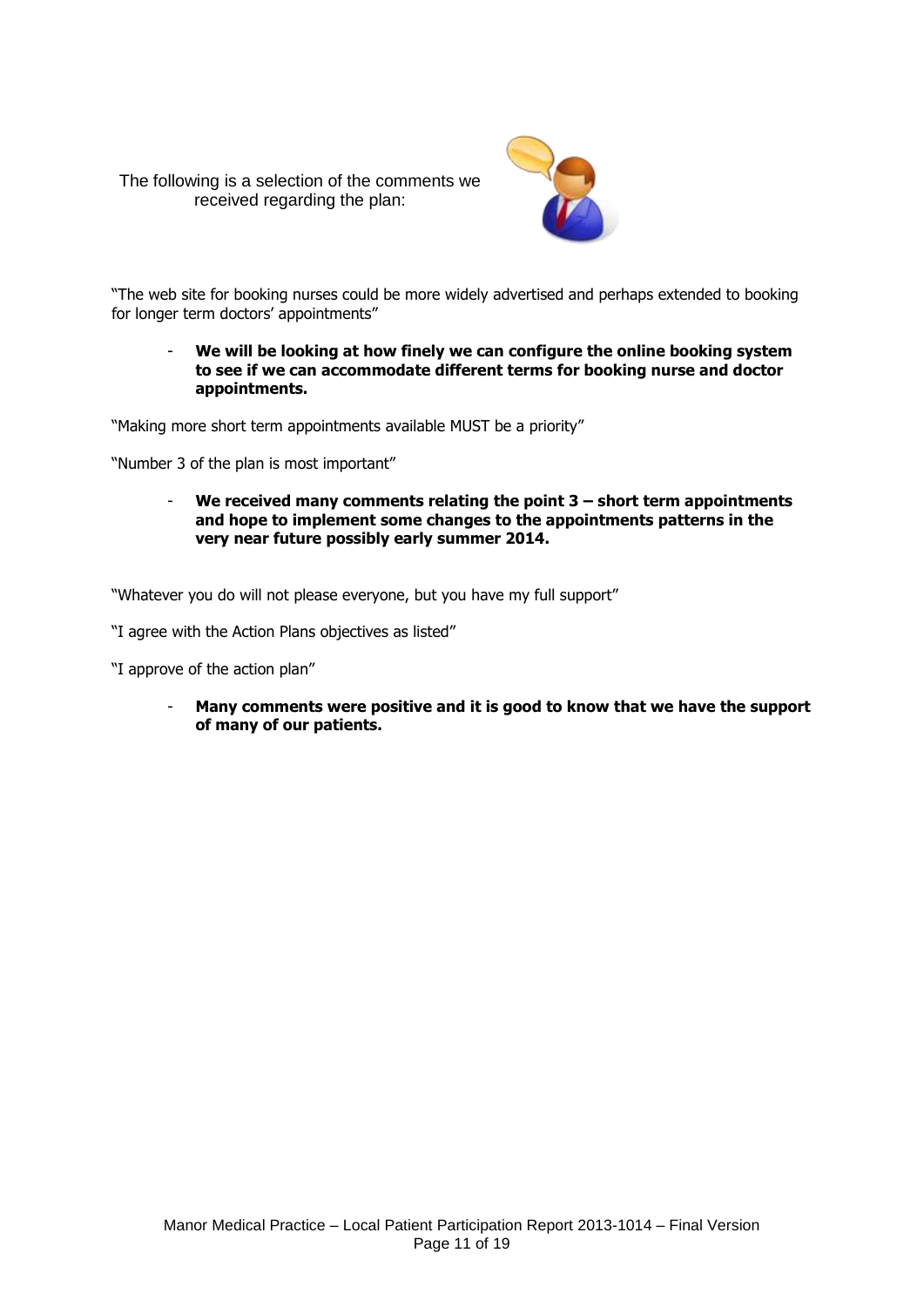The following is a selection of the comments we received regarding the plan:

"The web site for booking nurses could be more widely advertised and perhaps extended to booking for longer term doctors' appointments"

- **We will be looking at how finely we can configure the online booking system to see if we can accommodate different terms for booking nurse and doctor appointments.**

"Making more short term appointments available MUST be a priority"

"Number 3 of the plan is most important"

- **We received many comments relating the point 3 – short term appointments and hope to implement some changes to the appointments patterns in the very near future possibly early summer 2014.**

"Whatever you do will not please everyone, but you have my full support"

"I agree with the Action Plans objectives as listed"

"I approve of the action plan"

- **Many comments were positive and it is good to know that we have the support of many of our patients.**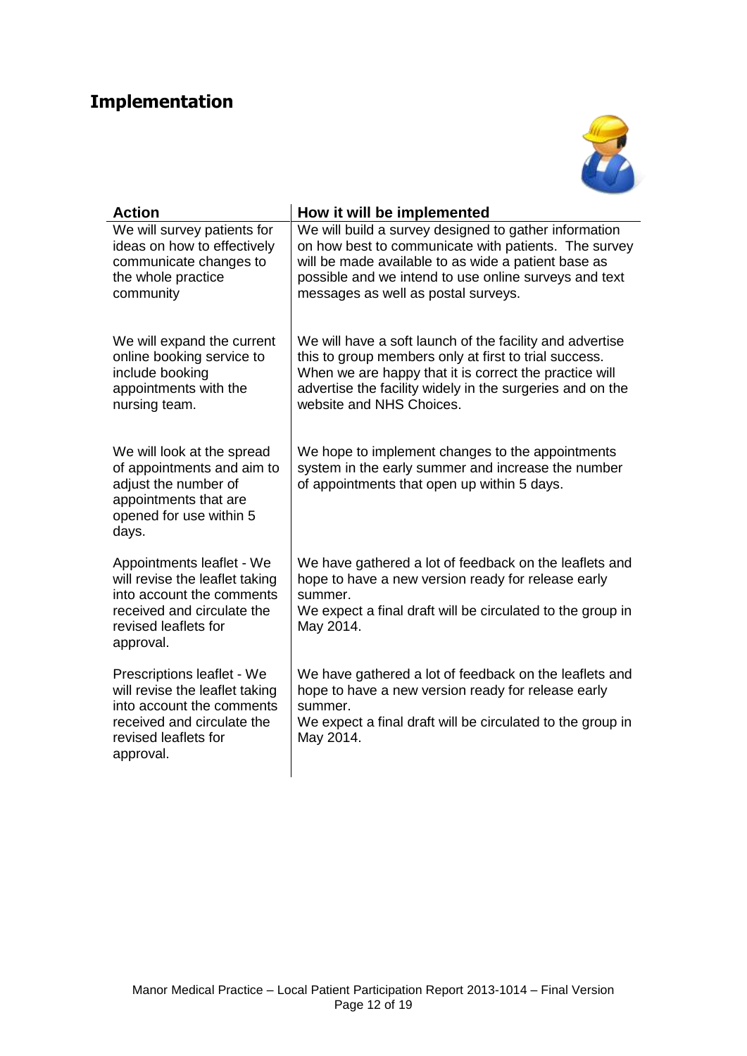# Implementation

| Action | How it will be implemented |
|---|---|
| We will survey patients for ideas on how to effectively communicate changes to the whole practice community | We will build a survey designed to gather information on how best to communicate with patients. The survey will be made available to as wide a patient base as possible and we intend to use online surveys and text messages as well as postal surveys. |
| We will expand the current online booking service to include booking appointments with the nursing team. | We will have a soft launch of the facility and advertise this to group members only at first to trial success. When we are happy that it is correct the practice will advertise the facility widely in the surgeries and on the website and NHS Choices. |
| We will look at the spread of appointments and aim to adjust the number of appointments that are opened for use within 5 days. | We hope to implement changes to the appointments system in the early summer and increase the number of appointments that open up within 5 days. |
| Appointments leaflet - We will revise the leaflet taking into account the comments received and circulate the revised leaflets for approval. | We have gathered a lot of feedback on the leaflets and hope to have a new version ready for release early summer. We expect a final draft will be circulated to the group in May 2014. |
| Prescriptions leaflet - We will revise the leaflet taking into account the comments received and circulate the revised leaflets for approval. | We have gathered a lot of feedback on the leaflets and hope to have a new version ready for release early summer. We expect a final draft will be circulated to the group in May 2014. |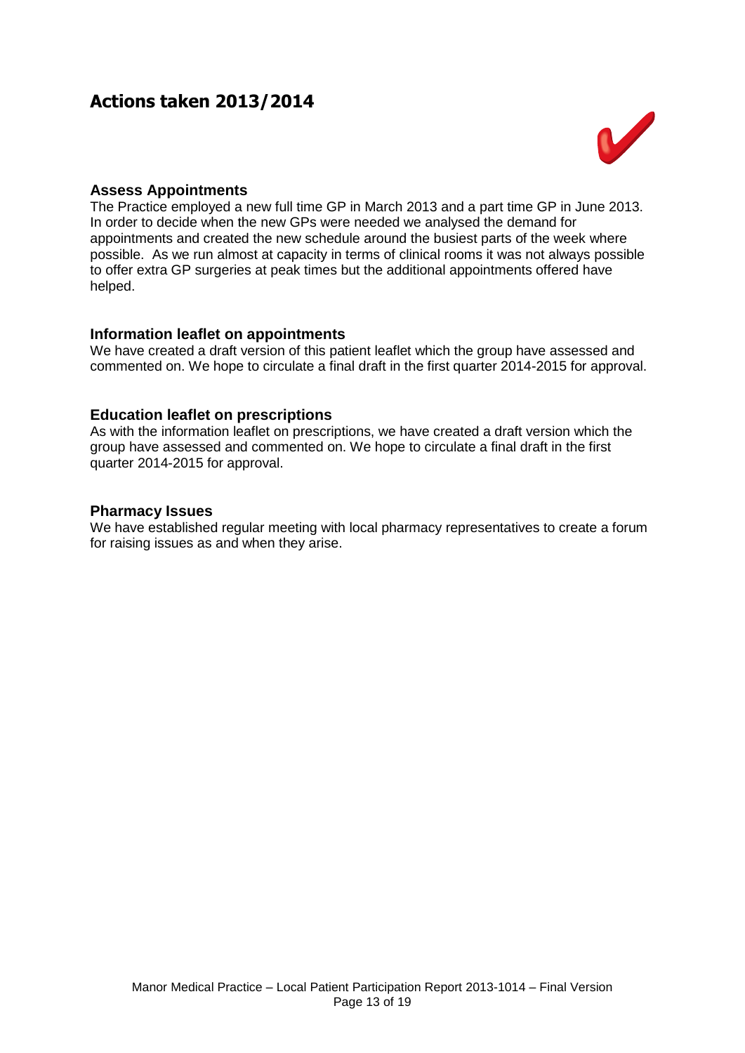# Actions taken 2013/2014

### Assess Appointments

The Practice employed a new full time GP in March 2013 and a part time GP in June 2013. In order to decide when the new GPs were needed we analysed the demand for appointments and created the new schedule around the busiest parts of the week where possible. As we run almost at capacity in terms of clinical rooms it was not always possible to offer extra GP surgeries at peak times but the additional appointments offered have helped.

### Information leaflet on appointments

We have created a draft version of this patient leaflet which the group have assessed and commented on. We hope to circulate a final draft in the first quarter 2014-2015 for approval.

### Education leaflet on prescriptions

As with the information leaflet on prescriptions, we have created a draft version which the group have assessed and commented on. We hope to circulate a final draft in the first quarter 2014-2015 for approval.

### Pharmacy Issues

We have established regular meeting with local pharmacy representatives to create a forum for raising issues as and when they arise.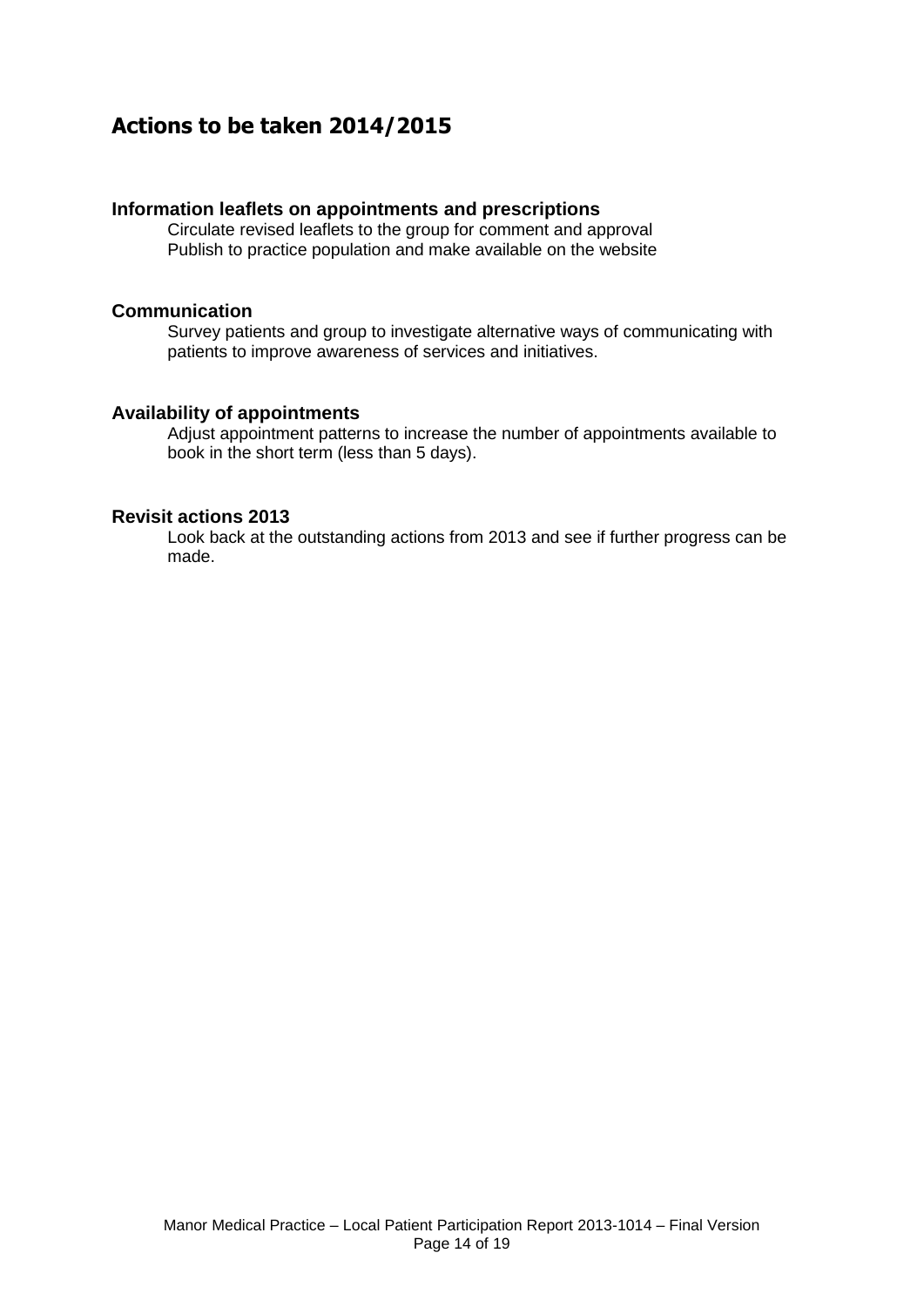## Actions to be taken 2014/2015

### Information leaflets on appointments and prescriptions

Circulate revised leaflets to the group for comment and approval
Publish to practice population and make available on the website

### Communication

Survey patients and group to investigate alternative ways of communicating with patients to improve awareness of services and initiatives.

### Availability of appointments

Adjust appointment patterns to increase the number of appointments available to book in the short term (less than 5 days).

### Revisit actions 2013

Look back at the outstanding actions from 2013 and see if further progress can be made.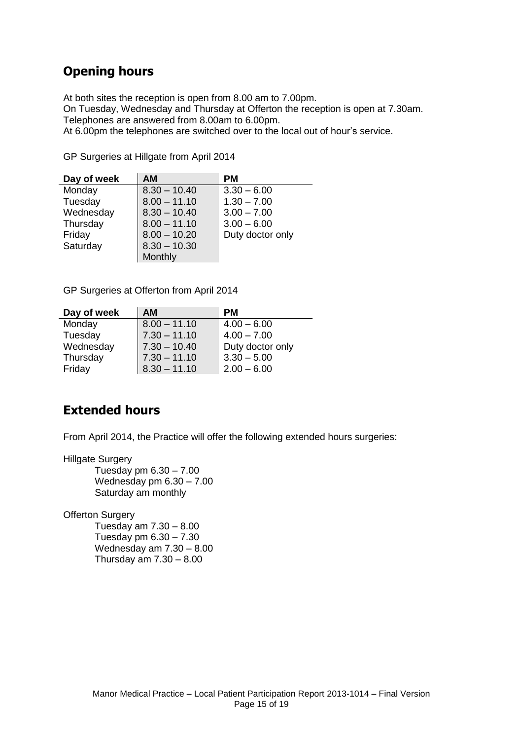## Opening hours

At both sites the reception is open from 8.00 am to 7.00pm.
On Tuesday, Wednesday and Thursday at Offerton the reception is open at 7.30am.
Telephones are answered from 8.00am to 6.00pm.
At 6.00pm the telephones are switched over to the local out of hour's service.

GP Surgeries at Hillgate from April 2014

| Day of week | AM | PM |
|---|---|---|
| Monday | 8.30 – 10.40 | 3.30 – 6.00 |
| Tuesday | 8.00 – 11.10 | 1.30 – 7.00 |
| Wednesday | 8.30 – 10.40 | 3.00 – 7.00 |
| Thursday | 8.00 – 11.10 | 3.00 – 6.00 |
| Friday | 8.00 – 10.20 | Duty doctor only |
| Saturday | 8.30 – 10.30 Monthly | |

GP Surgeries at Offerton from April 2014

| Day of week | AM | PM |
|---|---|---|
| Monday | 8.00 – 11.10 | 4.00 – 6.00 |
| Tuesday | 7.30 – 11.10 | 4.00 – 7.00 |
| Wednesday | 7.30 – 10.40 | Duty doctor only |
| Thursday | 7.30 – 11.10 | 3.30 – 5.00 |
| Friday | 8.30 – 11.10 | 2.00 – 6.00 |

## Extended hours

From April 2014, the Practice will offer the following extended hours surgeries:

Hillgate Surgery
- Tuesday pm 6.30 – 7.00
- Wednesday pm 6.30 – 7.00
- Saturday am monthly

Offerton Surgery
- Tuesday am 7.30 – 8.00
- Tuesday pm 6.30 – 7.30
- Wednesday am 7.30 – 8.00
- Thursday am 7.30 – 8.00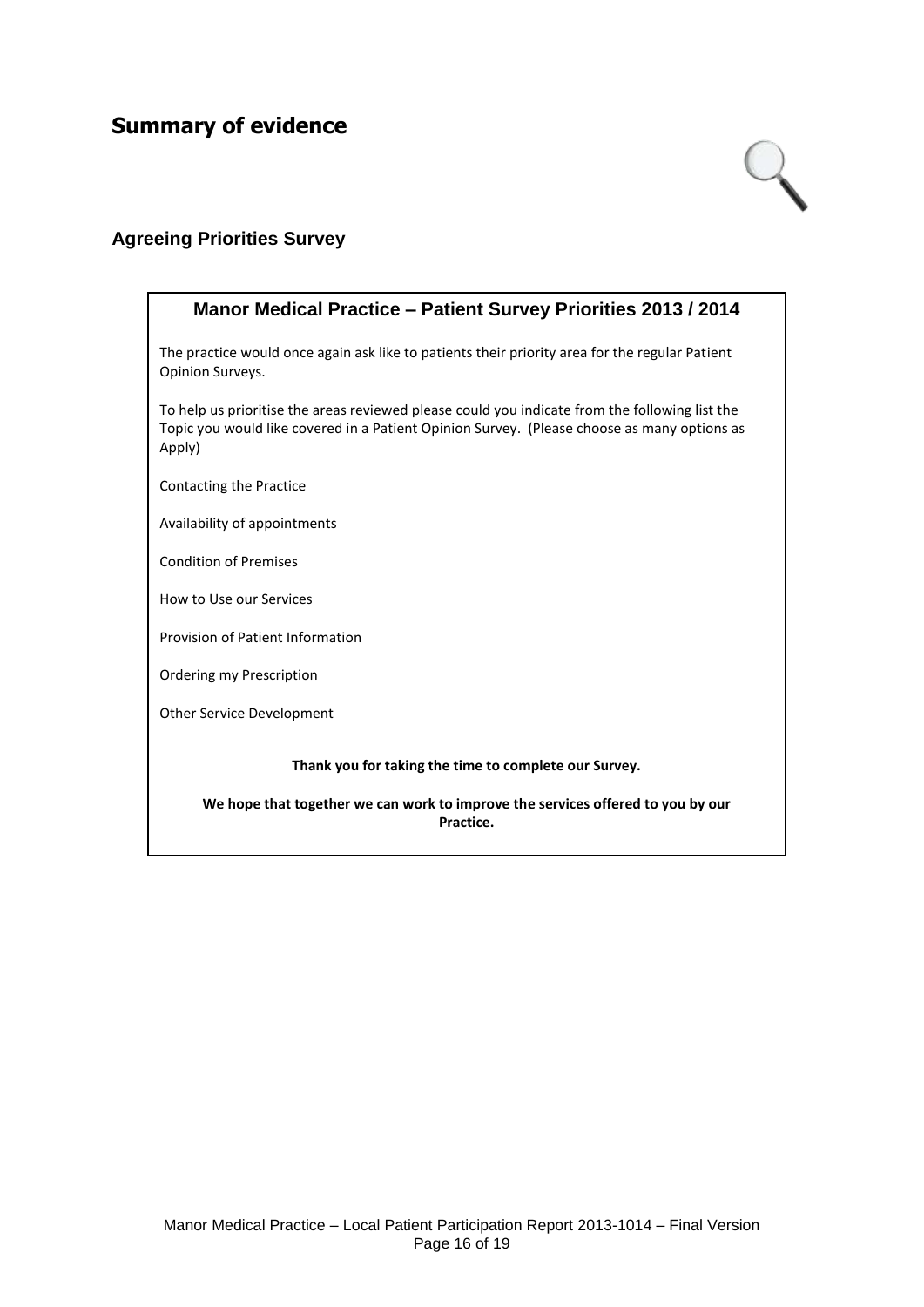# Summary of evidence

## Agreeing Priorities Survey

### Manor Medical Practice – Patient Survey Priorities 2013 / 2014

The practice would once again ask like to patients their priority area for the regular Patient Opinion Surveys.

To help us prioritise the areas reviewed please could you indicate from the following list the Topic you would like covered in a Patient Opinion Survey. (Please choose as many options as Apply)

Contacting the Practice

Availability of appointments

Condition of Premises

How to Use our Services

Provision of Patient Information

Ordering my Prescription

Other Service Development

**Thank you for taking the time to complete our Survey.**

**We hope that together we can work to improve the services offered to you by our Practice.**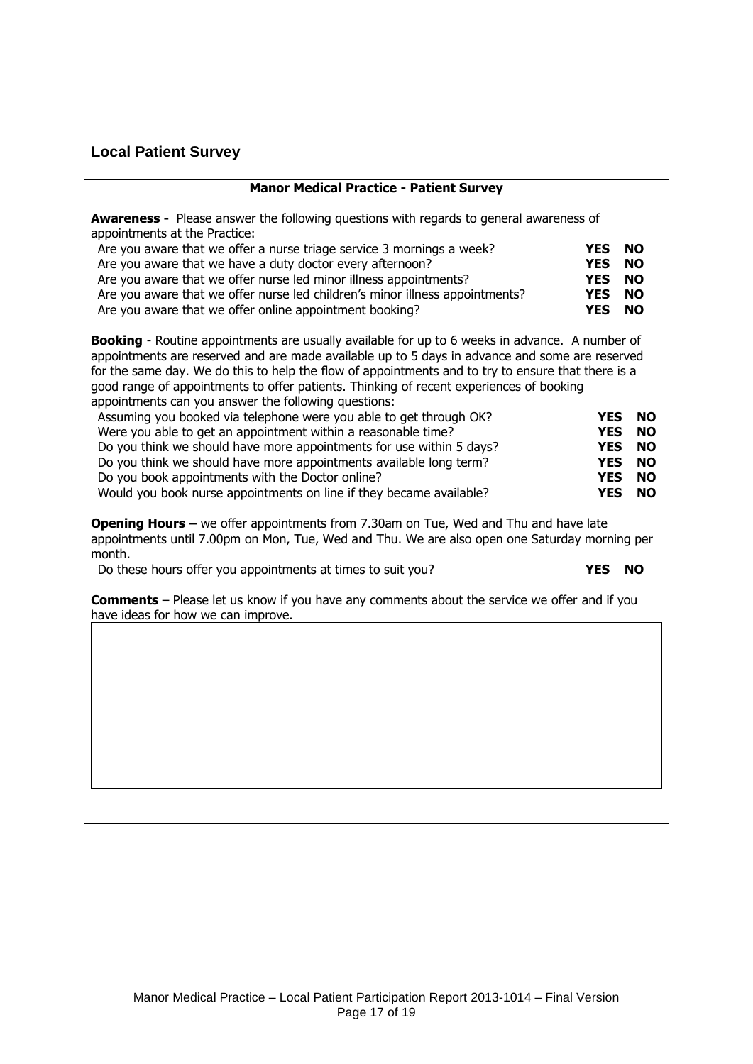## Local Patient Survey

**Manor Medical Practice - Patient Survey**

**Awareness -** Please answer the following questions with regards to general awareness of appointments at the Practice:

| | | |
|---|---|---|
| Are you aware that we offer a nurse triage service 3 mornings a week? | **YES** | **NO** |
| Are you aware that we have a duty doctor every afternoon? | **YES** | **NO** |
| Are you aware that we offer nurse led minor illness appointments? | **YES** | **NO** |
| Are you aware that we offer nurse led children's minor illness appointments? | **YES** | **NO** |
| Are you aware that we offer online appointment booking? | **YES** | **NO** |

**Booking** - Routine appointments are usually available for up to 6 weeks in advance. A number of appointments are reserved and are made available up to 5 days in advance and some are reserved for the same day. We do this to help the flow of appointments and to try to ensure that there is a good range of appointments to offer patients. Thinking of recent experiences of booking appointments can you answer the following questions:

| | | |
|---|---|---|
| Assuming you booked via telephone were you able to get through OK? | **YES** | **NO** |
| Were you able to get an appointment within a reasonable time? | **YES** | **NO** |
| Do you think we should have more appointments for use within 5 days? | **YES** | **NO** |
| Do you think we should have more appointments available long term? | **YES** | **NO** |
| Do you book appointments with the Doctor online? | **YES** | **NO** |
| Would you book nurse appointments on line if they became available? | **YES** | **NO** |

**Opening Hours –** we offer appointments from 7.30am on Tue, Wed and Thu and have late appointments until 7.00pm on Mon, Tue, Wed and Thu. We are also open one Saturday morning per month.

| | | |
|---|---|---|
| Do these hours offer you appointments at times to suit you? | **YES** | **NO** |

**Comments** – Please let us know if you have any comments about the service we offer and if you have ideas for how we can improve.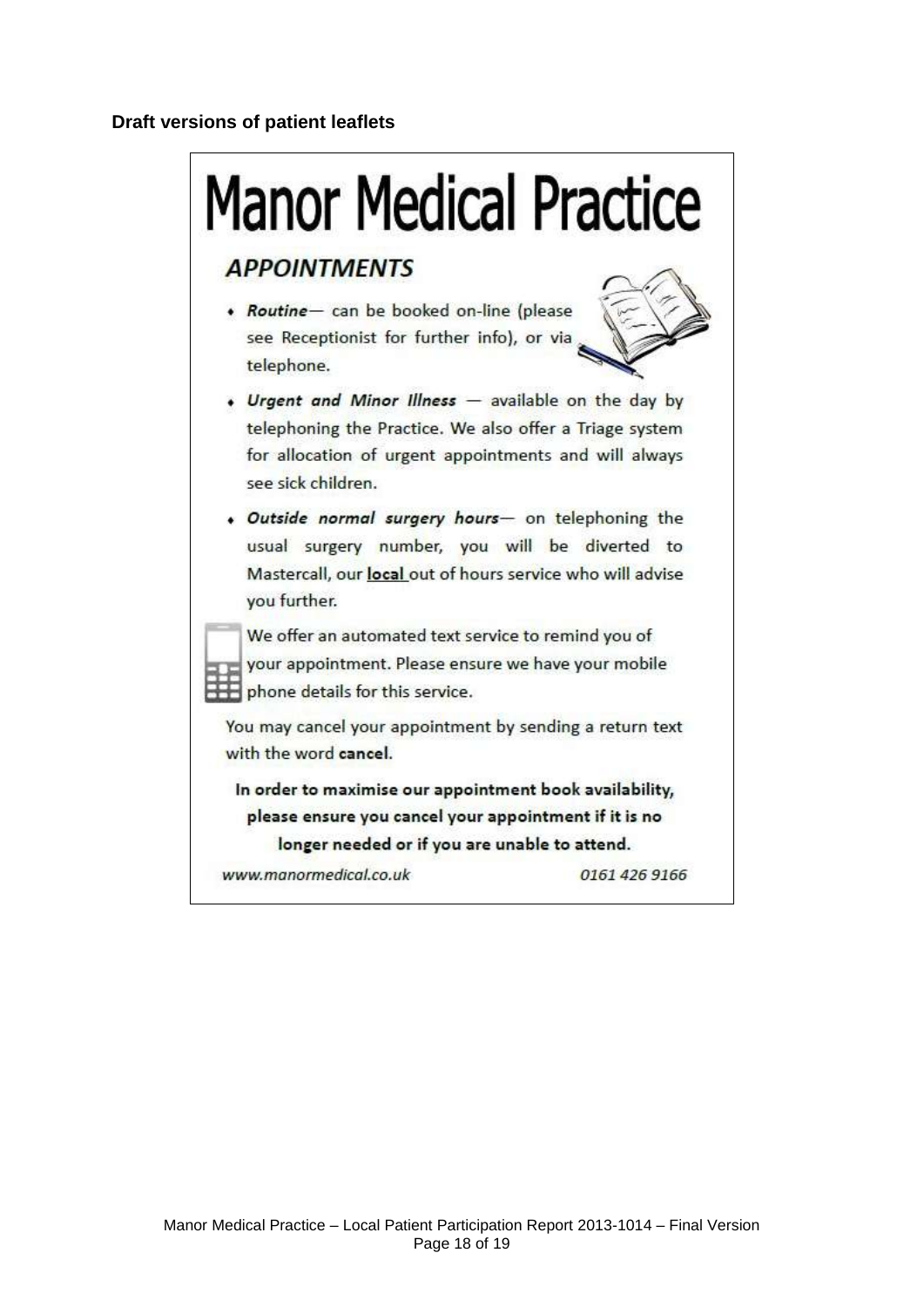**Draft versions of patient leaflets**

# Manor Medical Practice

## *APPOINTMENTS*

- ***Routine***— can be booked on-line (please see Receptionist for further info), or via telephone.
- ***Urgent and Minor Illness*** — available on the day by telephoning the Practice. We also offer a Triage system for allocation of urgent appointments and will always see sick children.
- ***Outside normal surgery hours***— on telephoning the usual surgery number, you will be diverted to Mastercall, our **local** out of hours service who will advise you further.

We offer an automated text service to remind you of your appointment. Please ensure we have your mobile phone details for this service.

You may cancel your appointment by sending a return text with the word **cancel**.

**In order to maximise our appointment book availability, please ensure you cancel your appointment if it is no longer needed or if you are unable to attend.**

*www.manormedical.co.uk* *0161 426 9166*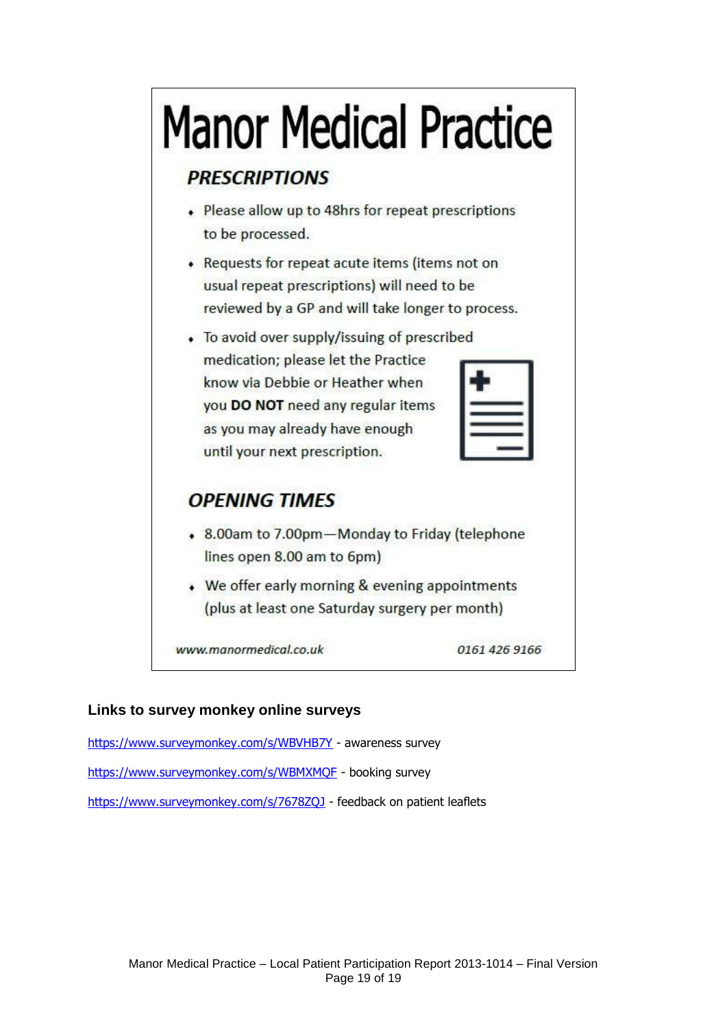# Manor Medical Practice

## PRESCRIPTIONS

- Please allow up to 48hrs for repeat prescriptions to be processed.
- Requests for repeat acute items (items not on usual repeat prescriptions) will need to be reviewed by a GP and will take longer to process.
- To avoid over supply/issuing of prescribed medication; please let the Practice know via Debbie or Heather when you **DO NOT** need any regular items as you may already have enough until your next prescription.

## OPENING TIMES

- 8.00am to 7.00pm—Monday to Friday (telephone lines open 8.00 am to 6pm)
- We offer early morning & evening appointments (plus at least one Saturday surgery per month)

*www.manormedical.co.uk* *0161 426 9166*

### Links to survey monkey online surveys

https://www.surveymonkey.com/s/WBVHB7Y - awareness survey

https://www.surveymonkey.com/s/WBMXMQF - booking survey

https://www.surveymonkey.com/s/7678ZQJ - feedback on patient leaflets